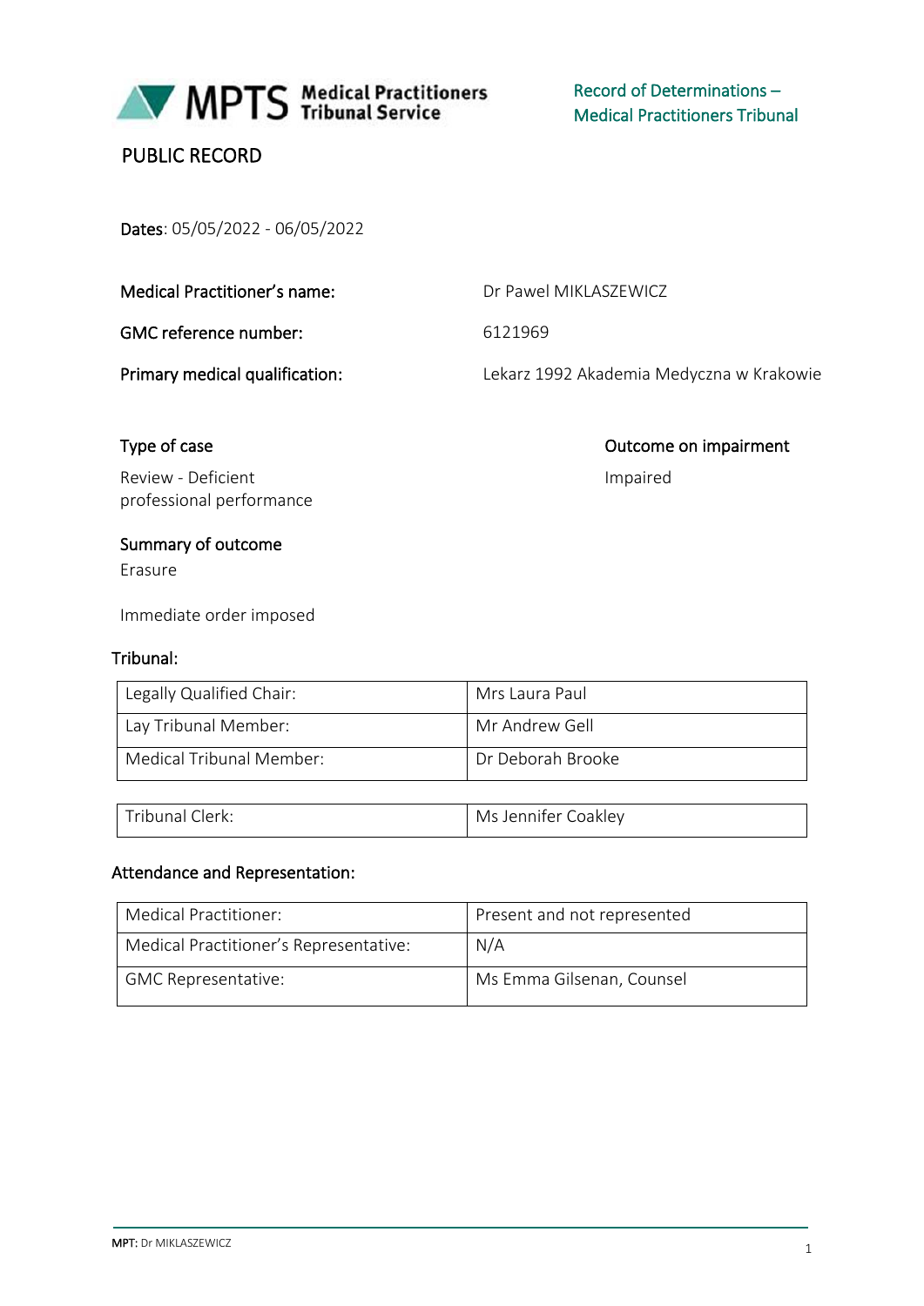MPTS Medical Practitioners Tribunal Service

Record of Determinations – Medical Practitioners Tribunal

# PUBLIC RECORD

**Dates**: 05/05/2022 - 06/05/2022

| | |
|---|---|
| **Medical Practitioner's name:** | Dr Pawel MIKLASZEWICZ |
| **GMC reference number:** | 6121969 |
| **Primary medical qualification:** | Lekarz 1992 Akademia Medyczna w Krakowie |

**Type of case**

Review - Deficient professional performance

**Outcome on impairment**

Impaired

**Summary of outcome**

Erasure

Immediate order imposed

**Tribunal:**

| | |
|---|---|
| Legally Qualified Chair: | Mrs Laura Paul |
| Lay Tribunal Member: | Mr Andrew Gell |
| Medical Tribunal Member: | Dr Deborah Brooke |

| | |
|---|---|
| Tribunal Clerk: | Ms Jennifer Coakley |

**Attendance and Representation:**

| | |
|---|---|
| Medical Practitioner: | Present and not represented |
| Medical Practitioner's Representative: | N/A |
| GMC Representative: | Ms Emma Gilsenan, Counsel |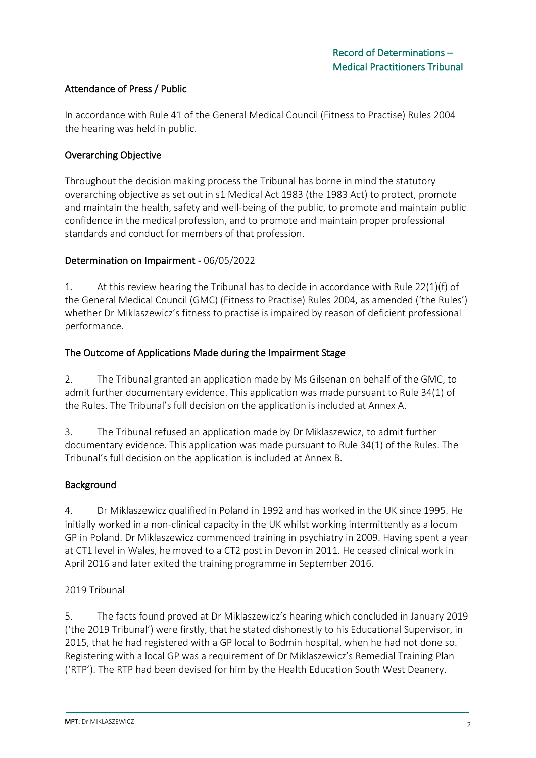## Attendance of Press / Public

In accordance with Rule 41 of the General Medical Council (Fitness to Practise) Rules 2004 the hearing was held in public.

## Overarching Objective

Throughout the decision making process the Tribunal has borne in mind the statutory overarching objective as set out in s1 Medical Act 1983 (the 1983 Act) to protect, promote and maintain the health, safety and well-being of the public, to promote and maintain public confidence in the medical profession, and to promote and maintain proper professional standards and conduct for members of that profession.

## Determination on Impairment - 06/05/2022

1. At this review hearing the Tribunal has to decide in accordance with Rule 22(1)(f) of the General Medical Council (GMC) (Fitness to Practise) Rules 2004, as amended ('the Rules') whether Dr Miklaszewicz's fitness to practise is impaired by reason of deficient professional performance.

## The Outcome of Applications Made during the Impairment Stage

2. The Tribunal granted an application made by Ms Gilsenan on behalf of the GMC, to admit further documentary evidence. This application was made pursuant to Rule 34(1) of the Rules. The Tribunal's full decision on the application is included at Annex A.

3. The Tribunal refused an application made by Dr Miklaszewicz, to admit further documentary evidence. This application was made pursuant to Rule 34(1) of the Rules. The Tribunal's full decision on the application is included at Annex B.

## Background

4. Dr Miklaszewicz qualified in Poland in 1992 and has worked in the UK since 1995. He initially worked in a non-clinical capacity in the UK whilst working intermittently as a locum GP in Poland. Dr Miklaszewicz commenced training in psychiatry in 2009. Having spent a year at CT1 level in Wales, he moved to a CT2 post in Devon in 2011. He ceased clinical work in April 2016 and later exited the training programme in September 2016.

### 2019 Tribunal

5. The facts found proved at Dr Miklaszewicz's hearing which concluded in January 2019 ('the 2019 Tribunal') were firstly, that he stated dishonestly to his Educational Supervisor, in 2015, that he had registered with a GP local to Bodmin hospital, when he had not done so. Registering with a local GP was a requirement of Dr Miklaszewicz's Remedial Training Plan ('RTP'). The RTP had been devised for him by the Health Education South West Deanery.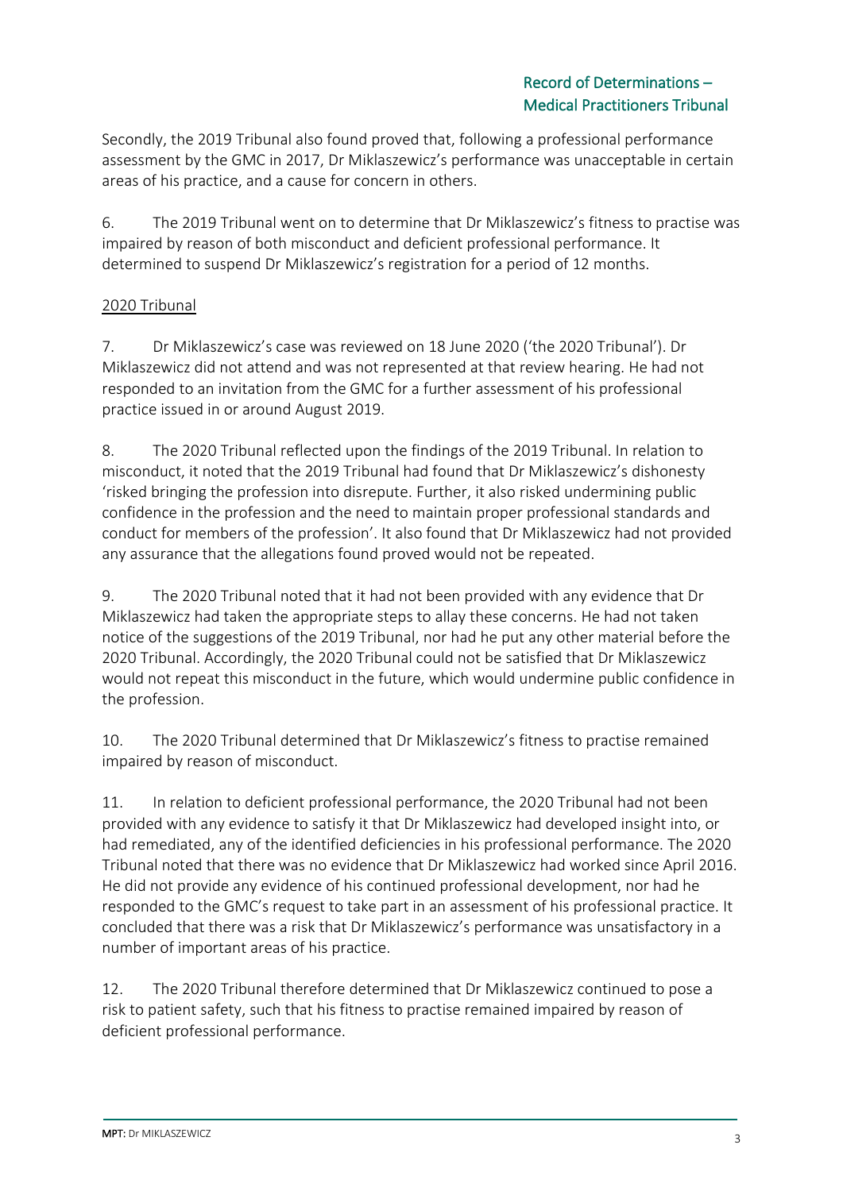Secondly, the 2019 Tribunal also found proved that, following a professional performance assessment by the GMC in 2017, Dr Miklaszewicz's performance was unacceptable in certain areas of his practice, and a cause for concern in others.

6. The 2019 Tribunal went on to determine that Dr Miklaszewicz's fitness to practise was impaired by reason of both misconduct and deficient professional performance. It determined to suspend Dr Miklaszewicz's registration for a period of 12 months.

<u>2020 Tribunal</u>

7. Dr Miklaszewicz's case was reviewed on 18 June 2020 ('the 2020 Tribunal'). Dr Miklaszewicz did not attend and was not represented at that review hearing. He had not responded to an invitation from the GMC for a further assessment of his professional practice issued in or around August 2019.

8. The 2020 Tribunal reflected upon the findings of the 2019 Tribunal. In relation to misconduct, it noted that the 2019 Tribunal had found that Dr Miklaszewicz's dishonesty 'risked bringing the profession into disrepute. Further, it also risked undermining public confidence in the profession and the need to maintain proper professional standards and conduct for members of the profession'. It also found that Dr Miklaszewicz had not provided any assurance that the allegations found proved would not be repeated.

9. The 2020 Tribunal noted that it had not been provided with any evidence that Dr Miklaszewicz had taken the appropriate steps to allay these concerns. He had not taken notice of the suggestions of the 2019 Tribunal, nor had he put any other material before the 2020 Tribunal. Accordingly, the 2020 Tribunal could not be satisfied that Dr Miklaszewicz would not repeat this misconduct in the future, which would undermine public confidence in the profession.

10. The 2020 Tribunal determined that Dr Miklaszewicz's fitness to practise remained impaired by reason of misconduct.

11. In relation to deficient professional performance, the 2020 Tribunal had not been provided with any evidence to satisfy it that Dr Miklaszewicz had developed insight into, or had remediated, any of the identified deficiencies in his professional performance. The 2020 Tribunal noted that there was no evidence that Dr Miklaszewicz had worked since April 2016. He did not provide any evidence of his continued professional development, nor had he responded to the GMC's request to take part in an assessment of his professional practice. It concluded that there was a risk that Dr Miklaszewicz's performance was unsatisfactory in a number of important areas of his practice.

12. The 2020 Tribunal therefore determined that Dr Miklaszewicz continued to pose a risk to patient safety, such that his fitness to practise remained impaired by reason of deficient professional performance.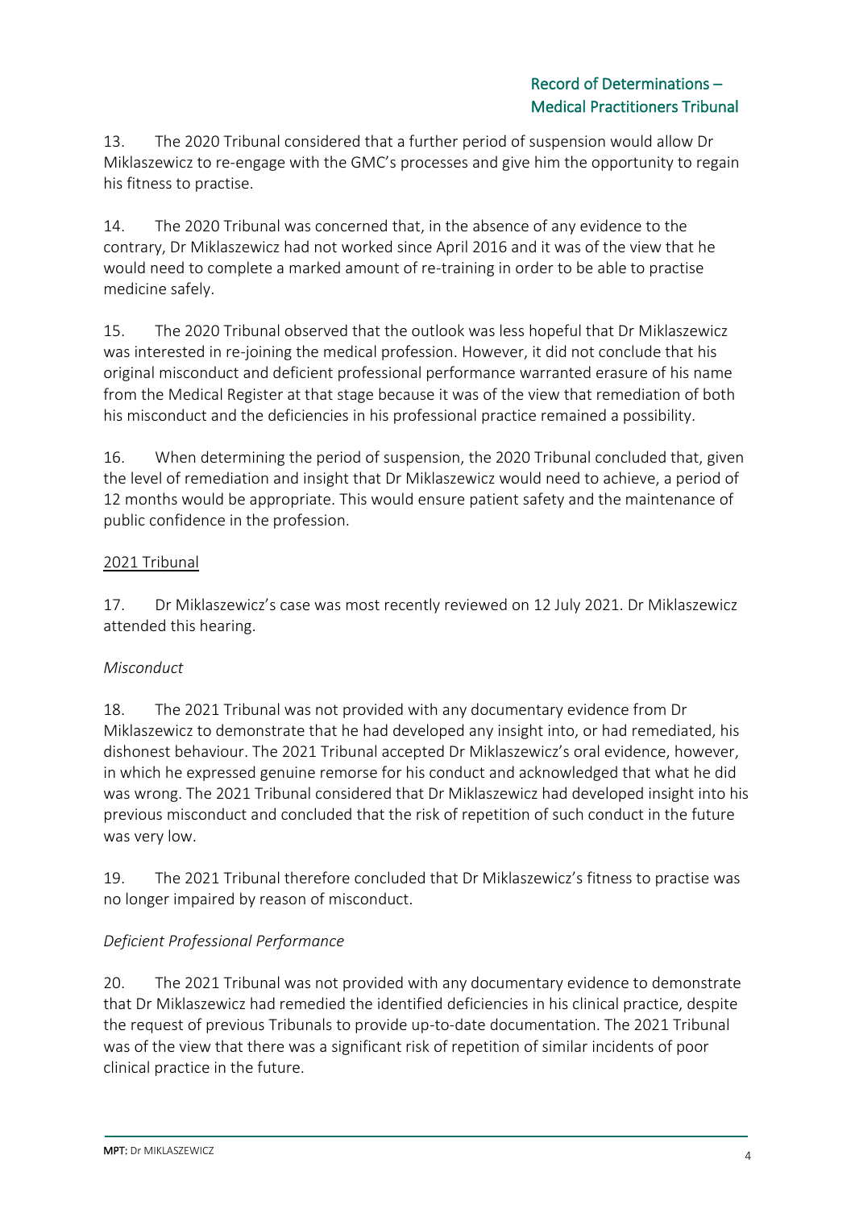13. The 2020 Tribunal considered that a further period of suspension would allow Dr Miklaszewicz to re-engage with the GMC's processes and give him the opportunity to regain his fitness to practise.

14. The 2020 Tribunal was concerned that, in the absence of any evidence to the contrary, Dr Miklaszewicz had not worked since April 2016 and it was of the view that he would need to complete a marked amount of re-training in order to be able to practise medicine safely.

15. The 2020 Tribunal observed that the outlook was less hopeful that Dr Miklaszewicz was interested in re-joining the medical profession. However, it did not conclude that his original misconduct and deficient professional performance warranted erasure of his name from the Medical Register at that stage because it was of the view that remediation of both his misconduct and the deficiencies in his professional practice remained a possibility.

16. When determining the period of suspension, the 2020 Tribunal concluded that, given the level of remediation and insight that Dr Miklaszewicz would need to achieve, a period of 12 months would be appropriate. This would ensure patient safety and the maintenance of public confidence in the profession.

<u>2021 Tribunal</u>

17. Dr Miklaszewicz's case was most recently reviewed on 12 July 2021. Dr Miklaszewicz attended this hearing.

*Misconduct*

18. The 2021 Tribunal was not provided with any documentary evidence from Dr Miklaszewicz to demonstrate that he had developed any insight into, or had remediated, his dishonest behaviour. The 2021 Tribunal accepted Dr Miklaszewicz's oral evidence, however, in which he expressed genuine remorse for his conduct and acknowledged that what he did was wrong. The 2021 Tribunal considered that Dr Miklaszewicz had developed insight into his previous misconduct and concluded that the risk of repetition of such conduct in the future was very low.

19. The 2021 Tribunal therefore concluded that Dr Miklaszewicz's fitness to practise was no longer impaired by reason of misconduct.

*Deficient Professional Performance*

20. The 2021 Tribunal was not provided with any documentary evidence to demonstrate that Dr Miklaszewicz had remedied the identified deficiencies in his clinical practice, despite the request of previous Tribunals to provide up-to-date documentation. The 2021 Tribunal was of the view that there was a significant risk of repetition of similar incidents of poor clinical practice in the future.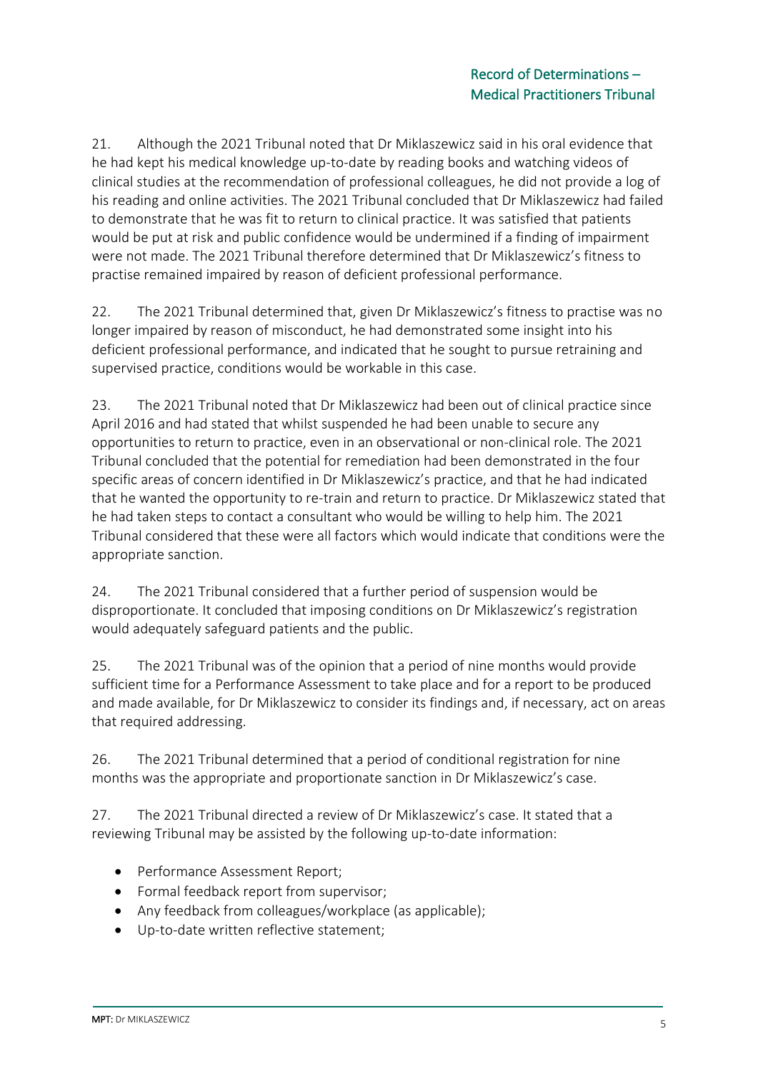21. Although the 2021 Tribunal noted that Dr Miklaszewicz said in his oral evidence that he had kept his medical knowledge up-to-date by reading books and watching videos of clinical studies at the recommendation of professional colleagues, he did not provide a log of his reading and online activities. The 2021 Tribunal concluded that Dr Miklaszewicz had failed to demonstrate that he was fit to return to clinical practice. It was satisfied that patients would be put at risk and public confidence would be undermined if a finding of impairment were not made. The 2021 Tribunal therefore determined that Dr Miklaszewicz's fitness to practise remained impaired by reason of deficient professional performance.

22. The 2021 Tribunal determined that, given Dr Miklaszewicz's fitness to practise was no longer impaired by reason of misconduct, he had demonstrated some insight into his deficient professional performance, and indicated that he sought to pursue retraining and supervised practice, conditions would be workable in this case.

23. The 2021 Tribunal noted that Dr Miklaszewicz had been out of clinical practice since April 2016 and had stated that whilst suspended he had been unable to secure any opportunities to return to practice, even in an observational or non-clinical role. The 2021 Tribunal concluded that the potential for remediation had been demonstrated in the four specific areas of concern identified in Dr Miklaszewicz's practice, and that he had indicated that he wanted the opportunity to re-train and return to practice. Dr Miklaszewicz stated that he had taken steps to contact a consultant who would be willing to help him. The 2021 Tribunal considered that these were all factors which would indicate that conditions were the appropriate sanction.

24. The 2021 Tribunal considered that a further period of suspension would be disproportionate. It concluded that imposing conditions on Dr Miklaszewicz's registration would adequately safeguard patients and the public.

25. The 2021 Tribunal was of the opinion that a period of nine months would provide sufficient time for a Performance Assessment to take place and for a report to be produced and made available, for Dr Miklaszewicz to consider its findings and, if necessary, act on areas that required addressing.

26. The 2021 Tribunal determined that a period of conditional registration for nine months was the appropriate and proportionate sanction in Dr Miklaszewicz's case.

27. The 2021 Tribunal directed a review of Dr Miklaszewicz's case. It stated that a reviewing Tribunal may be assisted by the following up-to-date information:

- Performance Assessment Report;
- Formal feedback report from supervisor;
- Any feedback from colleagues/workplace (as applicable);
- Up-to-date written reflective statement;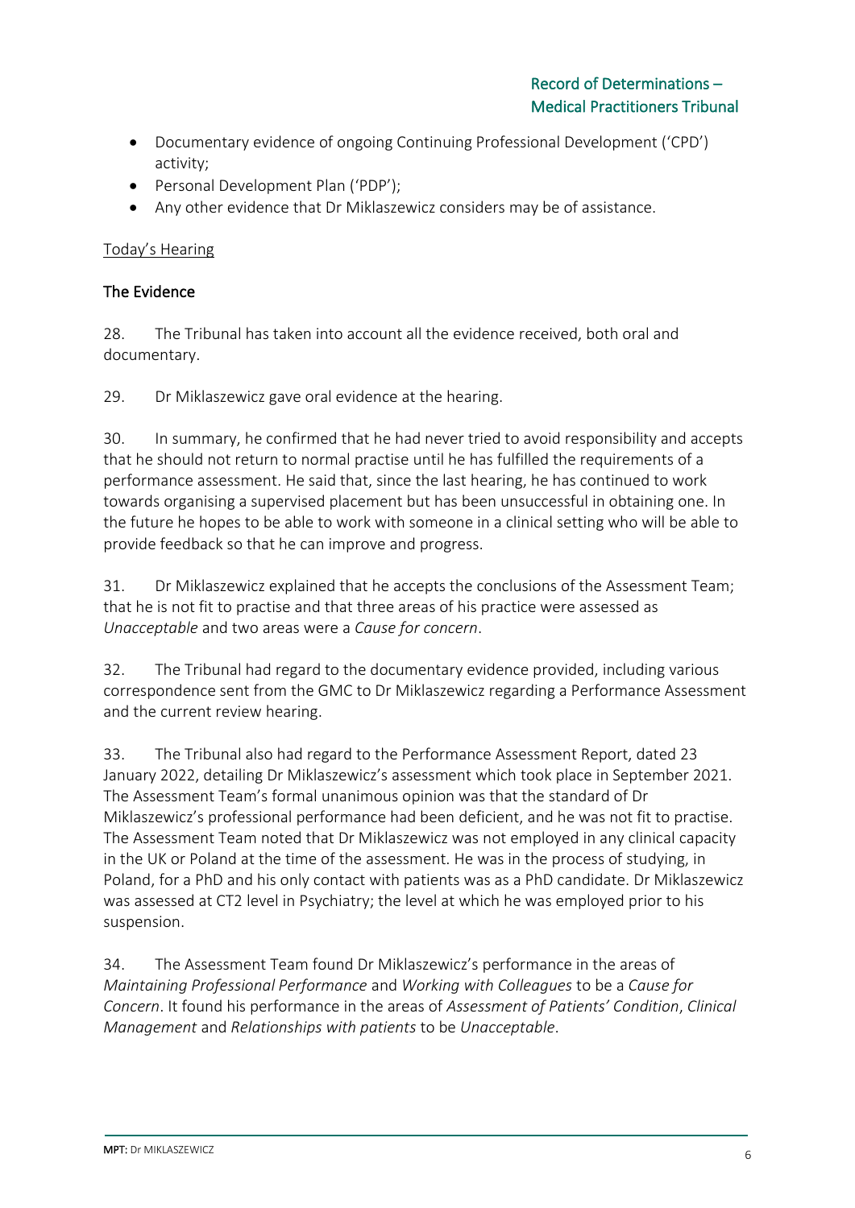- Documentary evidence of ongoing Continuing Professional Development ('CPD') activity;
- Personal Development Plan ('PDP');
- Any other evidence that Dr Miklaszewicz considers may be of assistance.

Today's Hearing

### The Evidence

28. The Tribunal has taken into account all the evidence received, both oral and documentary.

29. Dr Miklaszewicz gave oral evidence at the hearing.

30. In summary, he confirmed that he had never tried to avoid responsibility and accepts that he should not return to normal practise until he has fulfilled the requirements of a performance assessment. He said that, since the last hearing, he has continued to work towards organising a supervised placement but has been unsuccessful in obtaining one. In the future he hopes to be able to work with someone in a clinical setting who will be able to provide feedback so that he can improve and progress.

31. Dr Miklaszewicz explained that he accepts the conclusions of the Assessment Team; that he is not fit to practise and that three areas of his practice were assessed as *Unacceptable* and two areas were a *Cause for concern*.

32. The Tribunal had regard to the documentary evidence provided, including various correspondence sent from the GMC to Dr Miklaszewicz regarding a Performance Assessment and the current review hearing.

33. The Tribunal also had regard to the Performance Assessment Report, dated 23 January 2022, detailing Dr Miklaszewicz's assessment which took place in September 2021. The Assessment Team's formal unanimous opinion was that the standard of Dr Miklaszewicz's professional performance had been deficient, and he was not fit to practise. The Assessment Team noted that Dr Miklaszewicz was not employed in any clinical capacity in the UK or Poland at the time of the assessment. He was in the process of studying, in Poland, for a PhD and his only contact with patients was as a PhD candidate. Dr Miklaszewicz was assessed at CT2 level in Psychiatry; the level at which he was employed prior to his suspension.

34. The Assessment Team found Dr Miklaszewicz's performance in the areas of *Maintaining Professional Performance* and *Working with Colleagues* to be a *Cause for Concern*. It found his performance in the areas of *Assessment of Patients' Condition*, *Clinical Management* and *Relationships with patients* to be *Unacceptable*.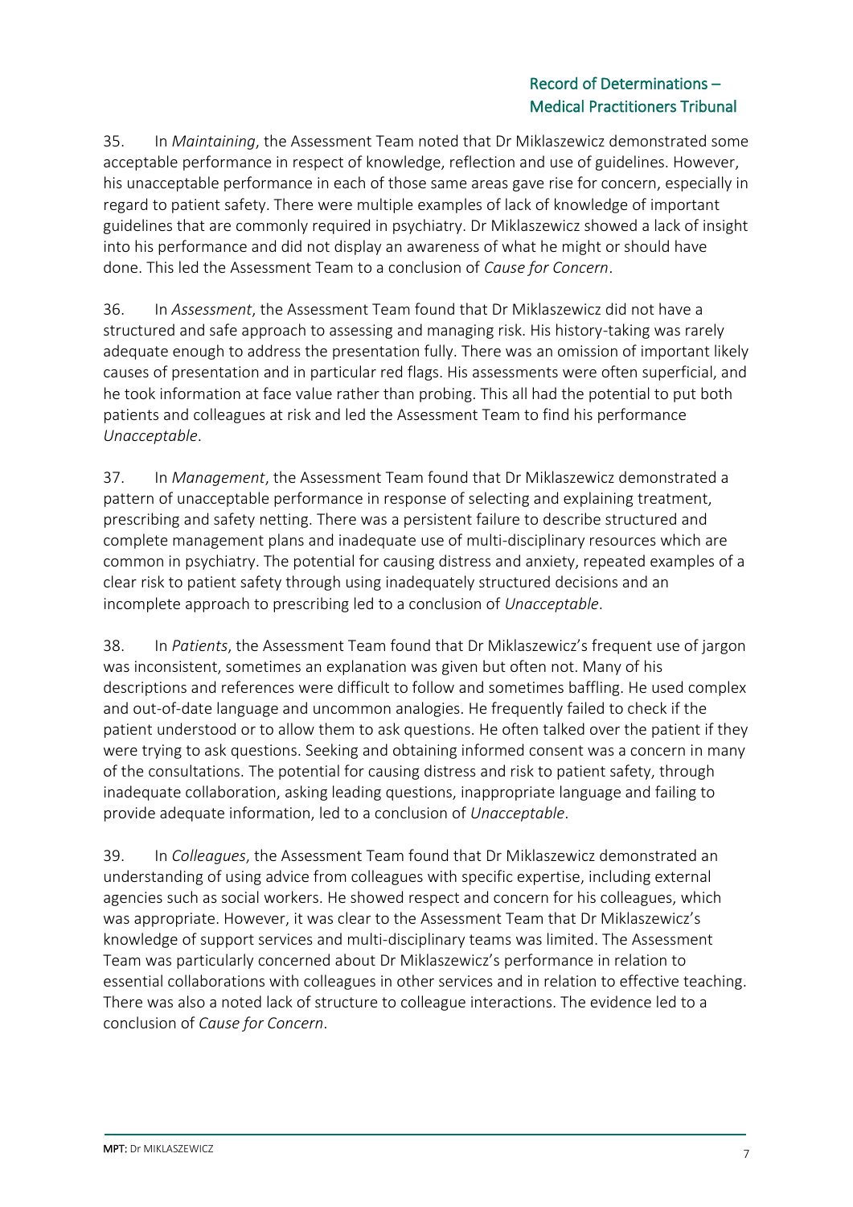35. In *Maintaining*, the Assessment Team noted that Dr Miklaszewicz demonstrated some acceptable performance in respect of knowledge, reflection and use of guidelines. However, his unacceptable performance in each of those same areas gave rise for concern, especially in regard to patient safety. There were multiple examples of lack of knowledge of important guidelines that are commonly required in psychiatry. Dr Miklaszewicz showed a lack of insight into his performance and did not display an awareness of what he might or should have done. This led the Assessment Team to a conclusion of *Cause for Concern*.

36. In *Assessment*, the Assessment Team found that Dr Miklaszewicz did not have a structured and safe approach to assessing and managing risk. His history-taking was rarely adequate enough to address the presentation fully. There was an omission of important likely causes of presentation and in particular red flags. His assessments were often superficial, and he took information at face value rather than probing. This all had the potential to put both patients and colleagues at risk and led the Assessment Team to find his performance *Unacceptable*.

37. In *Management*, the Assessment Team found that Dr Miklaszewicz demonstrated a pattern of unacceptable performance in response of selecting and explaining treatment, prescribing and safety netting. There was a persistent failure to describe structured and complete management plans and inadequate use of multi-disciplinary resources which are common in psychiatry. The potential for causing distress and anxiety, repeated examples of a clear risk to patient safety through using inadequately structured decisions and an incomplete approach to prescribing led to a conclusion of *Unacceptable*.

38. In *Patients*, the Assessment Team found that Dr Miklaszewicz's frequent use of jargon was inconsistent, sometimes an explanation was given but often not. Many of his descriptions and references were difficult to follow and sometimes baffling. He used complex and out-of-date language and uncommon analogies. He frequently failed to check if the patient understood or to allow them to ask questions. He often talked over the patient if they were trying to ask questions. Seeking and obtaining informed consent was a concern in many of the consultations. The potential for causing distress and risk to patient safety, through inadequate collaboration, asking leading questions, inappropriate language and failing to provide adequate information, led to a conclusion of *Unacceptable*.

39. In *Colleagues*, the Assessment Team found that Dr Miklaszewicz demonstrated an understanding of using advice from colleagues with specific expertise, including external agencies such as social workers. He showed respect and concern for his colleagues, which was appropriate. However, it was clear to the Assessment Team that Dr Miklaszewicz's knowledge of support services and multi-disciplinary teams was limited. The Assessment Team was particularly concerned about Dr Miklaszewicz's performance in relation to essential collaborations with colleagues in other services and in relation to effective teaching. There was also a noted lack of structure to colleague interactions. The evidence led to a conclusion of *Cause for Concern*.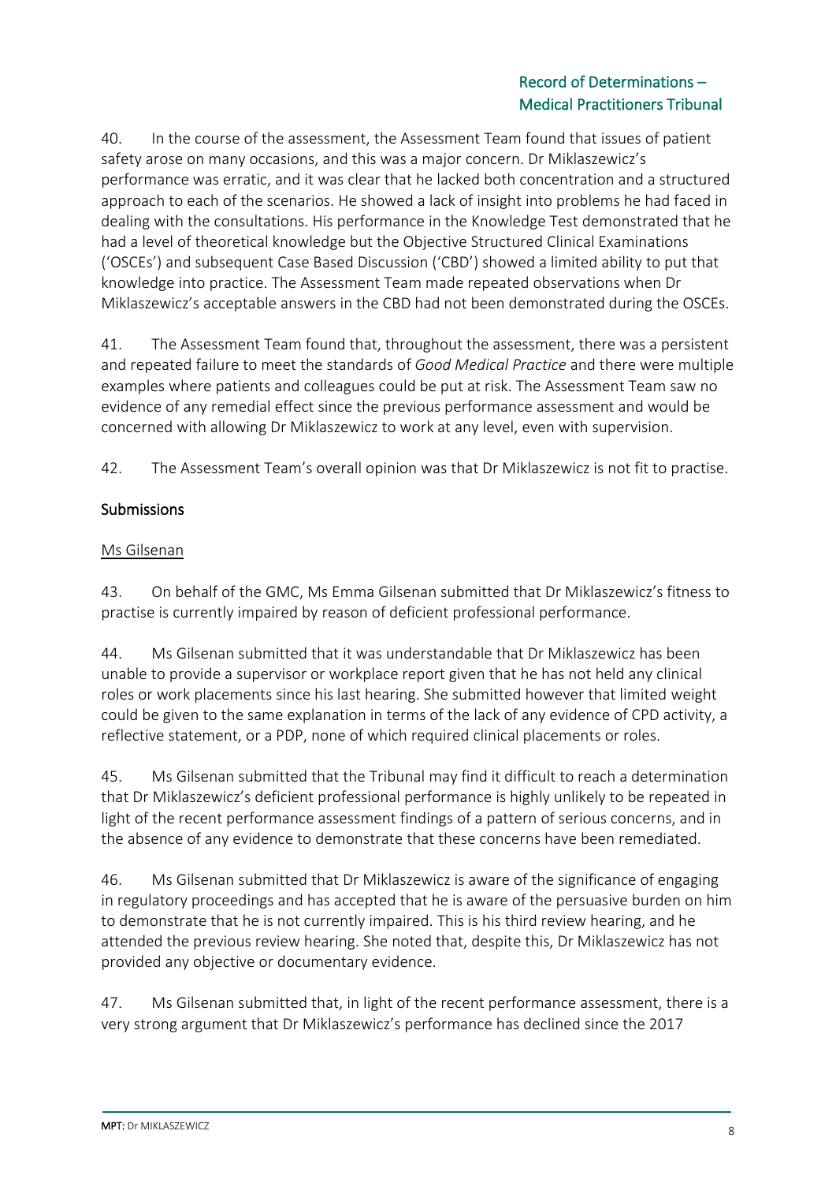40. In the course of the assessment, the Assessment Team found that issues of patient safety arose on many occasions, and this was a major concern. Dr Miklaszewicz's performance was erratic, and it was clear that he lacked both concentration and a structured approach to each of the scenarios. He showed a lack of insight into problems he had faced in dealing with the consultations. His performance in the Knowledge Test demonstrated that he had a level of theoretical knowledge but the Objective Structured Clinical Examinations ('OSCEs') and subsequent Case Based Discussion ('CBD') showed a limited ability to put that knowledge into practice. The Assessment Team made repeated observations when Dr Miklaszewicz's acceptable answers in the CBD had not been demonstrated during the OSCEs.

41. The Assessment Team found that, throughout the assessment, there was a persistent and repeated failure to meet the standards of *Good Medical Practice* and there were multiple examples where patients and colleagues could be put at risk. The Assessment Team saw no evidence of any remedial effect since the previous performance assessment and would be concerned with allowing Dr Miklaszewicz to work at any level, even with supervision.

42. The Assessment Team's overall opinion was that Dr Miklaszewicz is not fit to practise.

## Submissions

### Ms Gilsenan

43. On behalf of the GMC, Ms Emma Gilsenan submitted that Dr Miklaszewicz's fitness to practise is currently impaired by reason of deficient professional performance.

44. Ms Gilsenan submitted that it was understandable that Dr Miklaszewicz has been unable to provide a supervisor or workplace report given that he has not held any clinical roles or work placements since his last hearing. She submitted however that limited weight could be given to the same explanation in terms of the lack of any evidence of CPD activity, a reflective statement, or a PDP, none of which required clinical placements or roles.

45. Ms Gilsenan submitted that the Tribunal may find it difficult to reach a determination that Dr Miklaszewicz's deficient professional performance is highly unlikely to be repeated in light of the recent performance assessment findings of a pattern of serious concerns, and in the absence of any evidence to demonstrate that these concerns have been remediated.

46. Ms Gilsenan submitted that Dr Miklaszewicz is aware of the significance of engaging in regulatory proceedings and has accepted that he is aware of the persuasive burden on him to demonstrate that he is not currently impaired. This is his third review hearing, and he attended the previous review hearing. She noted that, despite this, Dr Miklaszewicz has not provided any objective or documentary evidence.

47. Ms Gilsenan submitted that, in light of the recent performance assessment, there is a very strong argument that Dr Miklaszewicz's performance has declined since the 2017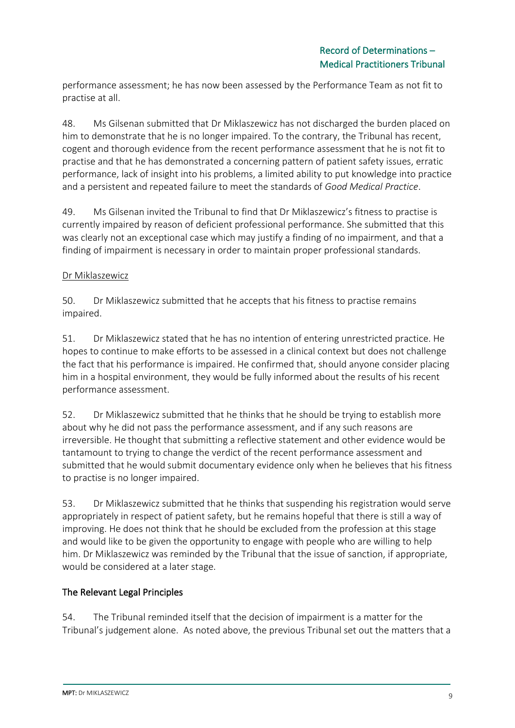performance assessment; he has now been assessed by the Performance Team as not fit to practise at all.

48. Ms Gilsenan submitted that Dr Miklaszewicz has not discharged the burden placed on him to demonstrate that he is no longer impaired. To the contrary, the Tribunal has recent, cogent and thorough evidence from the recent performance assessment that he is not fit to practise and that he has demonstrated a concerning pattern of patient safety issues, erratic performance, lack of insight into his problems, a limited ability to put knowledge into practice and a persistent and repeated failure to meet the standards of *Good Medical Practice*.

49. Ms Gilsenan invited the Tribunal to find that Dr Miklaszewicz's fitness to practise is currently impaired by reason of deficient professional performance. She submitted that this was clearly not an exceptional case which may justify a finding of no impairment, and that a finding of impairment is necessary in order to maintain proper professional standards.

<u>Dr Miklaszewicz</u>

50. Dr Miklaszewicz submitted that he accepts that his fitness to practise remains impaired.

51. Dr Miklaszewicz stated that he has no intention of entering unrestricted practice. He hopes to continue to make efforts to be assessed in a clinical context but does not challenge the fact that his performance is impaired. He confirmed that, should anyone consider placing him in a hospital environment, they would be fully informed about the results of his recent performance assessment.

52. Dr Miklaszewicz submitted that he thinks that he should be trying to establish more about why he did not pass the performance assessment, and if any such reasons are irreversible. He thought that submitting a reflective statement and other evidence would be tantamount to trying to change the verdict of the recent performance assessment and submitted that he would submit documentary evidence only when he believes that his fitness to practise is no longer impaired.

53. Dr Miklaszewicz submitted that he thinks that suspending his registration would serve appropriately in respect of patient safety, but he remains hopeful that there is still a way of improving. He does not think that he should be excluded from the profession at this stage and would like to be given the opportunity to engage with people who are willing to help him. Dr Miklaszewicz was reminded by the Tribunal that the issue of sanction, if appropriate, would be considered at a later stage.

## The Relevant Legal Principles

54. The Tribunal reminded itself that the decision of impairment is a matter for the Tribunal's judgement alone. As noted above, the previous Tribunal set out the matters that a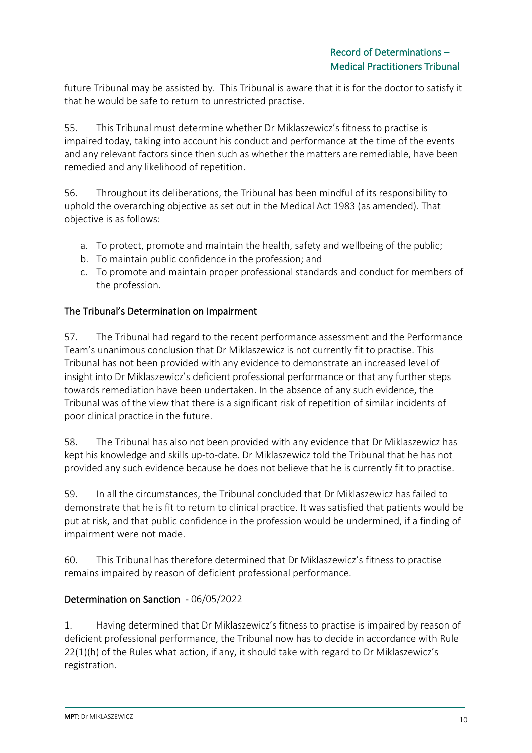future Tribunal may be assisted by. This Tribunal is aware that it is for the doctor to satisfy it that he would be safe to return to unrestricted practise.

55. This Tribunal must determine whether Dr Miklaszewicz's fitness to practise is impaired today, taking into account his conduct and performance at the time of the events and any relevant factors since then such as whether the matters are remediable, have been remedied and any likelihood of repetition.

56. Throughout its deliberations, the Tribunal has been mindful of its responsibility to uphold the overarching objective as set out in the Medical Act 1983 (as amended). That objective is as follows:

a. To protect, promote and maintain the health, safety and wellbeing of the public;
b. To maintain public confidence in the profession; and
c. To promote and maintain proper professional standards and conduct for members of the profession.

## The Tribunal's Determination on Impairment

57. The Tribunal had regard to the recent performance assessment and the Performance Team's unanimous conclusion that Dr Miklaszewicz is not currently fit to practise. This Tribunal has not been provided with any evidence to demonstrate an increased level of insight into Dr Miklaszewicz's deficient professional performance or that any further steps towards remediation have been undertaken. In the absence of any such evidence, the Tribunal was of the view that there is a significant risk of repetition of similar incidents of poor clinical practice in the future.

58. The Tribunal has also not been provided with any evidence that Dr Miklaszewicz has kept his knowledge and skills up-to-date. Dr Miklaszewicz told the Tribunal that he has not provided any such evidence because he does not believe that he is currently fit to practise.

59. In all the circumstances, the Tribunal concluded that Dr Miklaszewicz has failed to demonstrate that he is fit to return to clinical practice. It was satisfied that patients would be put at risk, and that public confidence in the profession would be undermined, if a finding of impairment were not made.

60. This Tribunal has therefore determined that Dr Miklaszewicz's fitness to practise remains impaired by reason of deficient professional performance.

## Determination on Sanction - 06/05/2022

1. Having determined that Dr Miklaszewicz's fitness to practise is impaired by reason of deficient professional performance, the Tribunal now has to decide in accordance with Rule 22(1)(h) of the Rules what action, if any, it should take with regard to Dr Miklaszewicz's registration.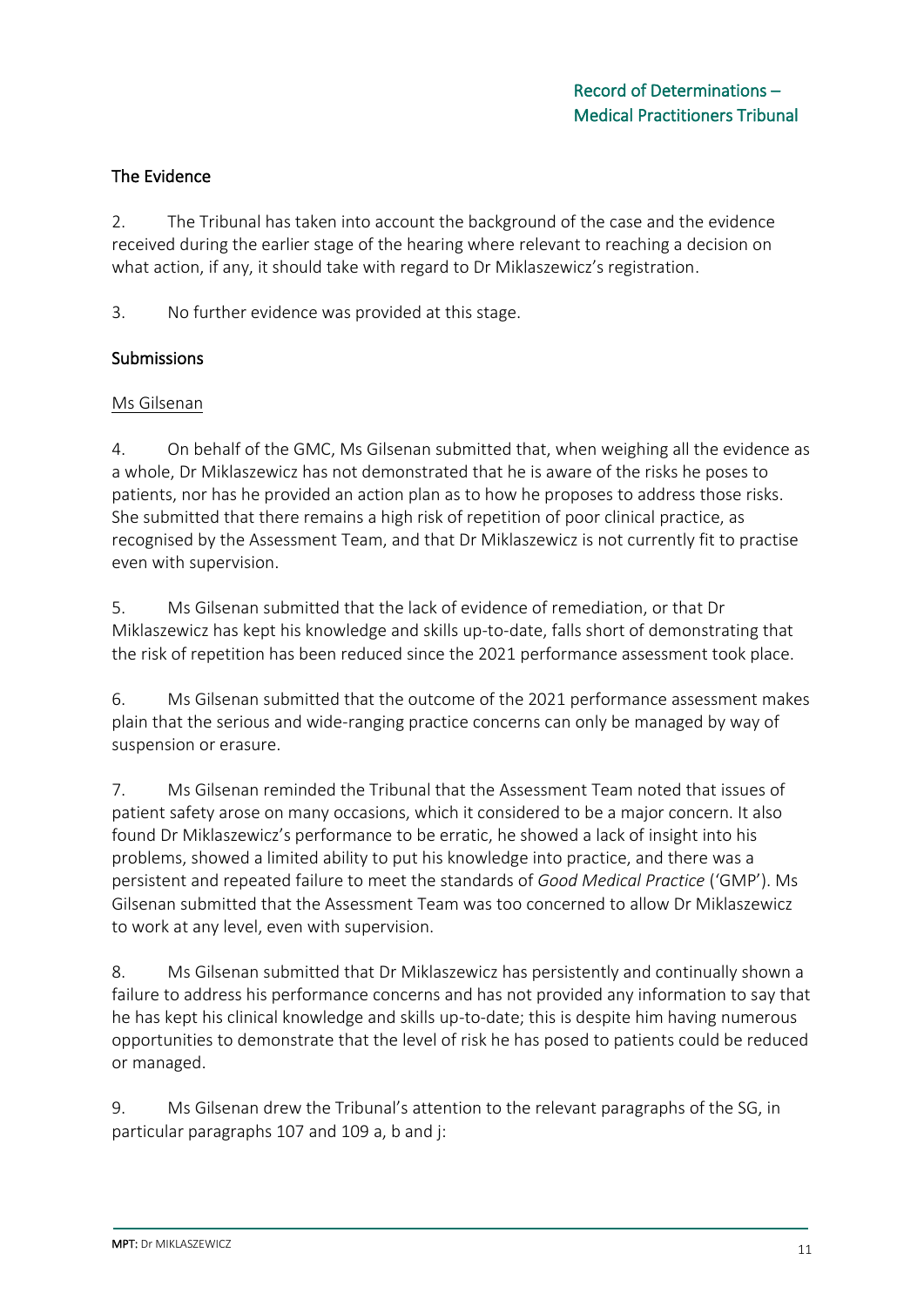## The Evidence

2. The Tribunal has taken into account the background of the case and the evidence received during the earlier stage of the hearing where relevant to reaching a decision on what action, if any, it should take with regard to Dr Miklaszewicz's registration.

3. No further evidence was provided at this stage.

## Submissions

<u>Ms Gilsenan</u>

4. On behalf of the GMC, Ms Gilsenan submitted that, when weighing all the evidence as a whole, Dr Miklaszewicz has not demonstrated that he is aware of the risks he poses to patients, nor has he provided an action plan as to how he proposes to address those risks. She submitted that there remains a high risk of repetition of poor clinical practice, as recognised by the Assessment Team, and that Dr Miklaszewicz is not currently fit to practise even with supervision.

5. Ms Gilsenan submitted that the lack of evidence of remediation, or that Dr Miklaszewicz has kept his knowledge and skills up-to-date, falls short of demonstrating that the risk of repetition has been reduced since the 2021 performance assessment took place.

6. Ms Gilsenan submitted that the outcome of the 2021 performance assessment makes plain that the serious and wide-ranging practice concerns can only be managed by way of suspension or erasure.

7. Ms Gilsenan reminded the Tribunal that the Assessment Team noted that issues of patient safety arose on many occasions, which it considered to be a major concern. It also found Dr Miklaszewicz's performance to be erratic, he showed a lack of insight into his problems, showed a limited ability to put his knowledge into practice, and there was a persistent and repeated failure to meet the standards of *Good Medical Practice* ('GMP'). Ms Gilsenan submitted that the Assessment Team was too concerned to allow Dr Miklaszewicz to work at any level, even with supervision.

8. Ms Gilsenan submitted that Dr Miklaszewicz has persistently and continually shown a failure to address his performance concerns and has not provided any information to say that he has kept his clinical knowledge and skills up-to-date; this is despite him having numerous opportunities to demonstrate that the level of risk he has posed to patients could be reduced or managed.

9. Ms Gilsenan drew the Tribunal's attention to the relevant paragraphs of the SG, in particular paragraphs 107 and 109 a, b and j: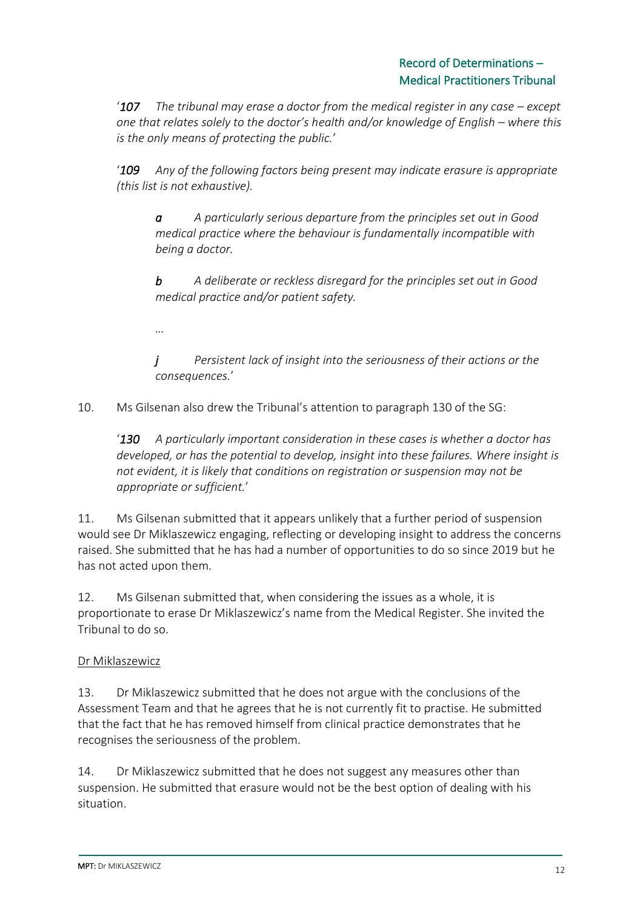'*107 The tribunal may erase a doctor from the medical register in any case – except one that relates solely to the doctor's health and/or knowledge of English – where this is the only means of protecting the public.*'

'*109 Any of the following factors being present may indicate erasure is appropriate (this list is not exhaustive).*

> *a A particularly serious departure from the principles set out in Good medical practice where the behaviour is fundamentally incompatible with being a doctor.*
>
> *b A deliberate or reckless disregard for the principles set out in Good medical practice and/or patient safety.*
>
> *...*
>
> *j Persistent lack of insight into the seriousness of their actions or the consequences.*'

10. Ms Gilsenan also drew the Tribunal's attention to paragraph 130 of the SG:

'*130 A particularly important consideration in these cases is whether a doctor has developed, or has the potential to develop, insight into these failures. Where insight is not evident, it is likely that conditions on registration or suspension may not be appropriate or sufficient.*'

11. Ms Gilsenan submitted that it appears unlikely that a further period of suspension would see Dr Miklaszewicz engaging, reflecting or developing insight to address the concerns raised. She submitted that he has had a number of opportunities to do so since 2019 but he has not acted upon them.

12. Ms Gilsenan submitted that, when considering the issues as a whole, it is proportionate to erase Dr Miklaszewicz's name from the Medical Register. She invited the Tribunal to do so.

<u>Dr Miklaszewicz</u>

13. Dr Miklaszewicz submitted that he does not argue with the conclusions of the Assessment Team and that he agrees that he is not currently fit to practise. He submitted that the fact that he has removed himself from clinical practice demonstrates that he recognises the seriousness of the problem.

14. Dr Miklaszewicz submitted that he does not suggest any measures other than suspension. He submitted that erasure would not be the best option of dealing with his situation.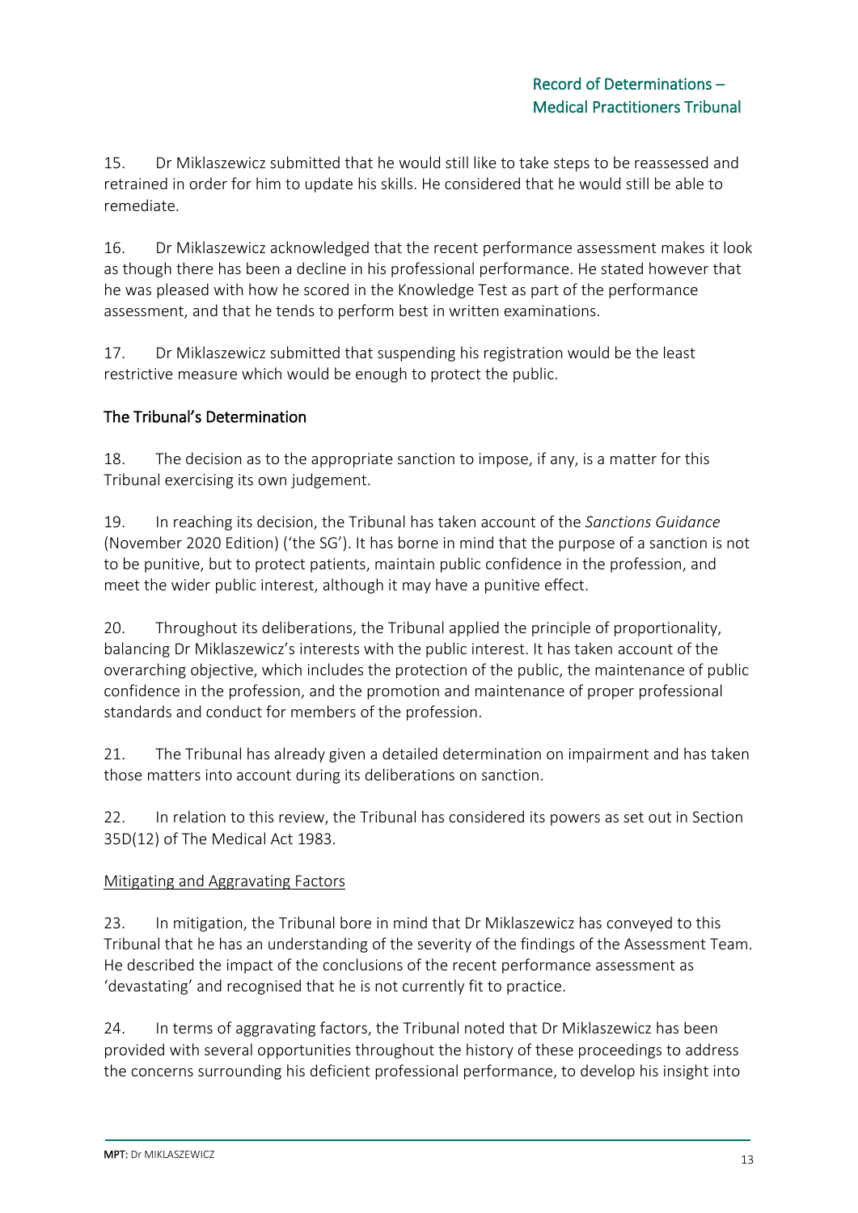15. Dr Miklaszewicz submitted that he would still like to take steps to be reassessed and retrained in order for him to update his skills. He considered that he would still be able to remediate.

16. Dr Miklaszewicz acknowledged that the recent performance assessment makes it look as though there has been a decline in his professional performance. He stated however that he was pleased with how he scored in the Knowledge Test as part of the performance assessment, and that he tends to perform best in written examinations.

17. Dr Miklaszewicz submitted that suspending his registration would be the least restrictive measure which would be enough to protect the public.

## The Tribunal's Determination

18. The decision as to the appropriate sanction to impose, if any, is a matter for this Tribunal exercising its own judgement.

19. In reaching its decision, the Tribunal has taken account of the *Sanctions Guidance* (November 2020 Edition) ('the SG'). It has borne in mind that the purpose of a sanction is not to be punitive, but to protect patients, maintain public confidence in the profession, and meet the wider public interest, although it may have a punitive effect.

20. Throughout its deliberations, the Tribunal applied the principle of proportionality, balancing Dr Miklaszewicz's interests with the public interest. It has taken account of the overarching objective, which includes the protection of the public, the maintenance of public confidence in the profession, and the promotion and maintenance of proper professional standards and conduct for members of the profession.

21. The Tribunal has already given a detailed determination on impairment and has taken those matters into account during its deliberations on sanction.

22. In relation to this review, the Tribunal has considered its powers as set out in Section 35D(12) of The Medical Act 1983.

### Mitigating and Aggravating Factors

23. In mitigation, the Tribunal bore in mind that Dr Miklaszewicz has conveyed to this Tribunal that he has an understanding of the severity of the findings of the Assessment Team. He described the impact of the conclusions of the recent performance assessment as 'devastating' and recognised that he is not currently fit to practice.

24. In terms of aggravating factors, the Tribunal noted that Dr Miklaszewicz has been provided with several opportunities throughout the history of these proceedings to address the concerns surrounding his deficient professional performance, to develop his insight into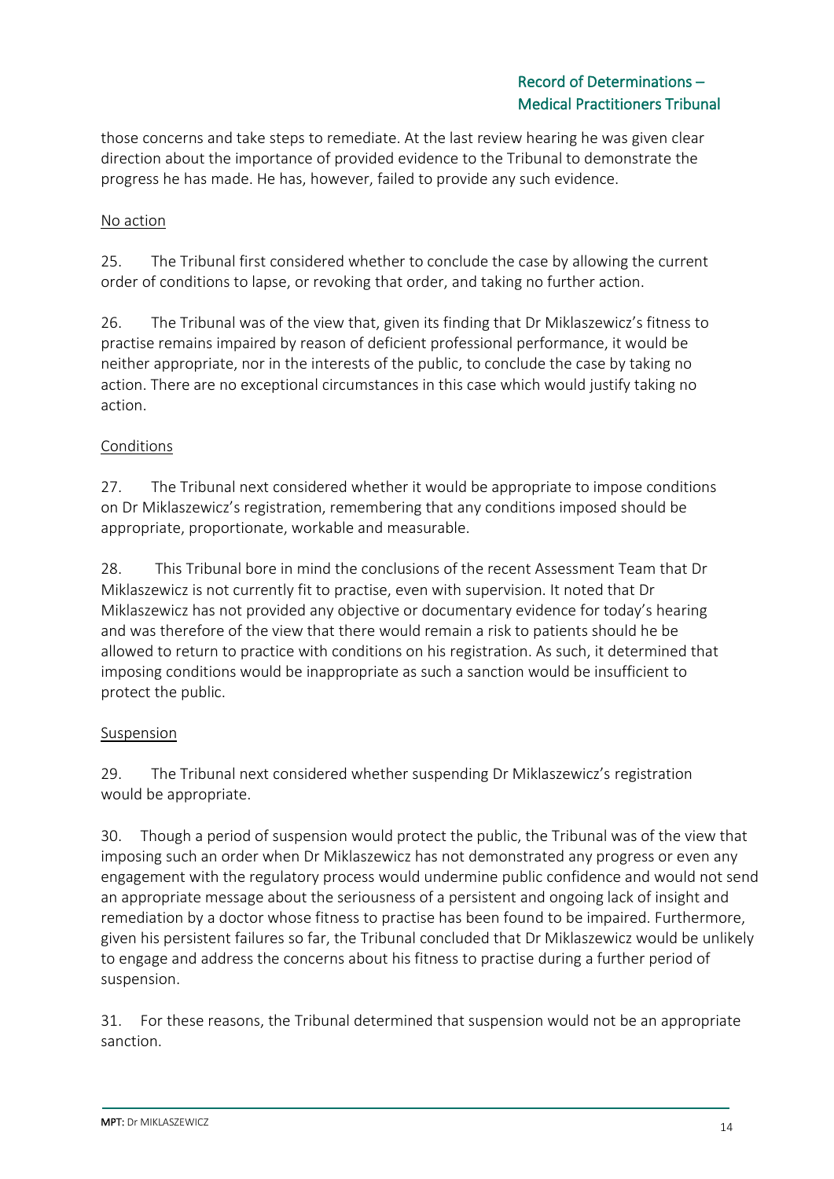those concerns and take steps to remediate. At the last review hearing he was given clear direction about the importance of provided evidence to the Tribunal to demonstrate the progress he has made. He has, however, failed to provide any such evidence.

No action

25. The Tribunal first considered whether to conclude the case by allowing the current order of conditions to lapse, or revoking that order, and taking no further action.

26. The Tribunal was of the view that, given its finding that Dr Miklaszewicz's fitness to practise remains impaired by reason of deficient professional performance, it would be neither appropriate, nor in the interests of the public, to conclude the case by taking no action. There are no exceptional circumstances in this case which would justify taking no action.

Conditions

27. The Tribunal next considered whether it would be appropriate to impose conditions on Dr Miklaszewicz's registration, remembering that any conditions imposed should be appropriate, proportionate, workable and measurable.

28. This Tribunal bore in mind the conclusions of the recent Assessment Team that Dr Miklaszewicz is not currently fit to practise, even with supervision. It noted that Dr Miklaszewicz has not provided any objective or documentary evidence for today's hearing and was therefore of the view that there would remain a risk to patients should he be allowed to return to practice with conditions on his registration. As such, it determined that imposing conditions would be inappropriate as such a sanction would be insufficient to protect the public.

Suspension

29. The Tribunal next considered whether suspending Dr Miklaszewicz's registration would be appropriate.

30. Though a period of suspension would protect the public, the Tribunal was of the view that imposing such an order when Dr Miklaszewicz has not demonstrated any progress or even any engagement with the regulatory process would undermine public confidence and would not send an appropriate message about the seriousness of a persistent and ongoing lack of insight and remediation by a doctor whose fitness to practise has been found to be impaired. Furthermore, given his persistent failures so far, the Tribunal concluded that Dr Miklaszewicz would be unlikely to engage and address the concerns about his fitness to practise during a further period of suspension.

31. For these reasons, the Tribunal determined that suspension would not be an appropriate sanction.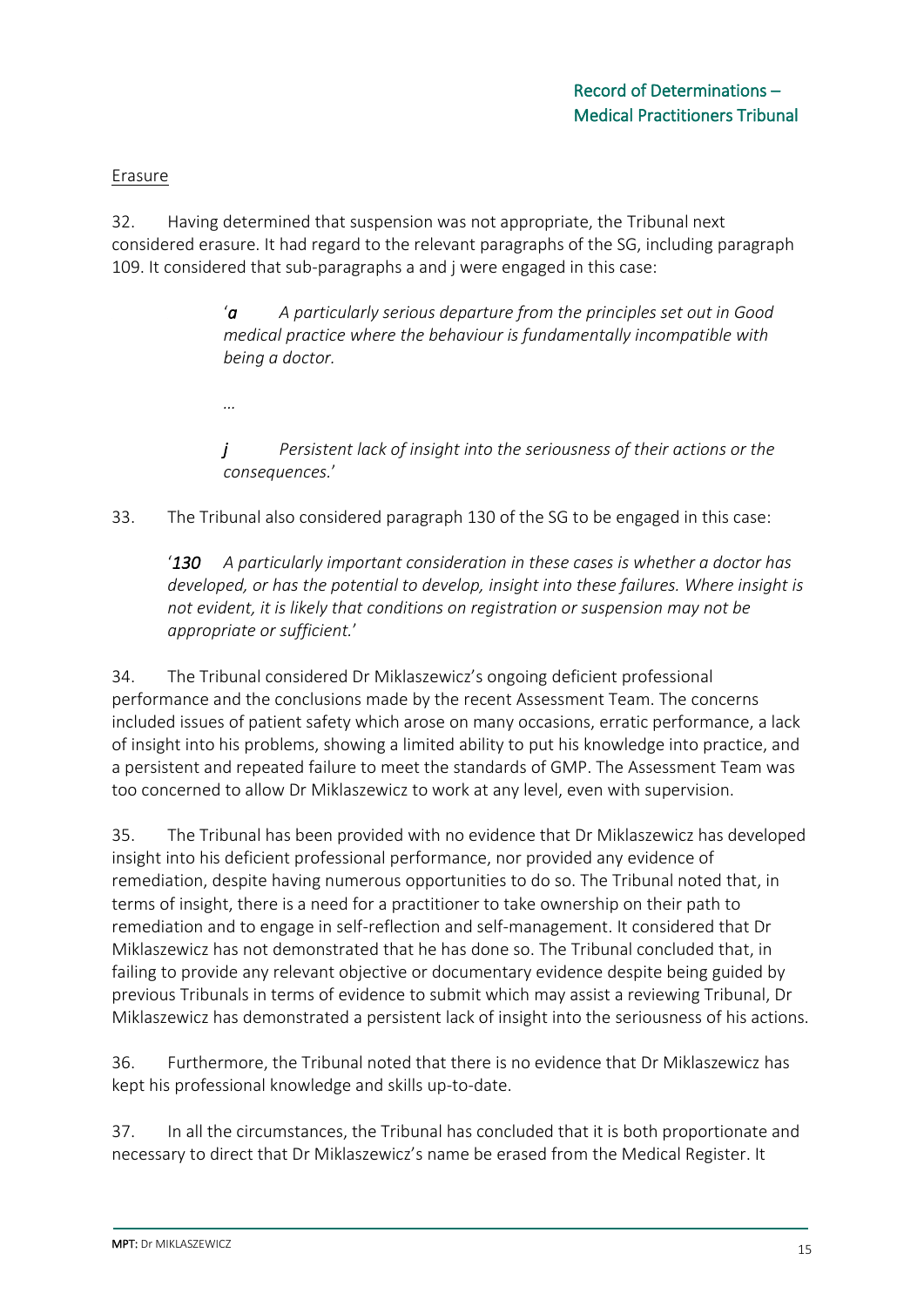Erasure

32. Having determined that suspension was not appropriate, the Tribunal next considered erasure. It had regard to the relevant paragraphs of the SG, including paragraph 109. It considered that sub-paragraphs a and j were engaged in this case:

> '*a* *A particularly serious departure from the principles set out in Good medical practice where the behaviour is fundamentally incompatible with being a doctor.*
>
> …
>
> *j* *Persistent lack of insight into the seriousness of their actions or the consequences.*'

33. The Tribunal also considered paragraph 130 of the SG to be engaged in this case:

> '*130* *A particularly important consideration in these cases is whether a doctor has developed, or has the potential to develop, insight into these failures. Where insight is not evident, it is likely that conditions on registration or suspension may not be appropriate or sufficient.*'

34. The Tribunal considered Dr Miklaszewicz's ongoing deficient professional performance and the conclusions made by the recent Assessment Team. The concerns included issues of patient safety which arose on many occasions, erratic performance, a lack of insight into his problems, showing a limited ability to put his knowledge into practice, and a persistent and repeated failure to meet the standards of GMP. The Assessment Team was too concerned to allow Dr Miklaszewicz to work at any level, even with supervision.

35. The Tribunal has been provided with no evidence that Dr Miklaszewicz has developed insight into his deficient professional performance, nor provided any evidence of remediation, despite having numerous opportunities to do so. The Tribunal noted that, in terms of insight, there is a need for a practitioner to take ownership on their path to remediation and to engage in self-reflection and self-management. It considered that Dr Miklaszewicz has not demonstrated that he has done so. The Tribunal concluded that, in failing to provide any relevant objective or documentary evidence despite being guided by previous Tribunals in terms of evidence to submit which may assist a reviewing Tribunal, Dr Miklaszewicz has demonstrated a persistent lack of insight into the seriousness of his actions.

36. Furthermore, the Tribunal noted that there is no evidence that Dr Miklaszewicz has kept his professional knowledge and skills up-to-date.

37. In all the circumstances, the Tribunal has concluded that it is both proportionate and necessary to direct that Dr Miklaszewicz's name be erased from the Medical Register. It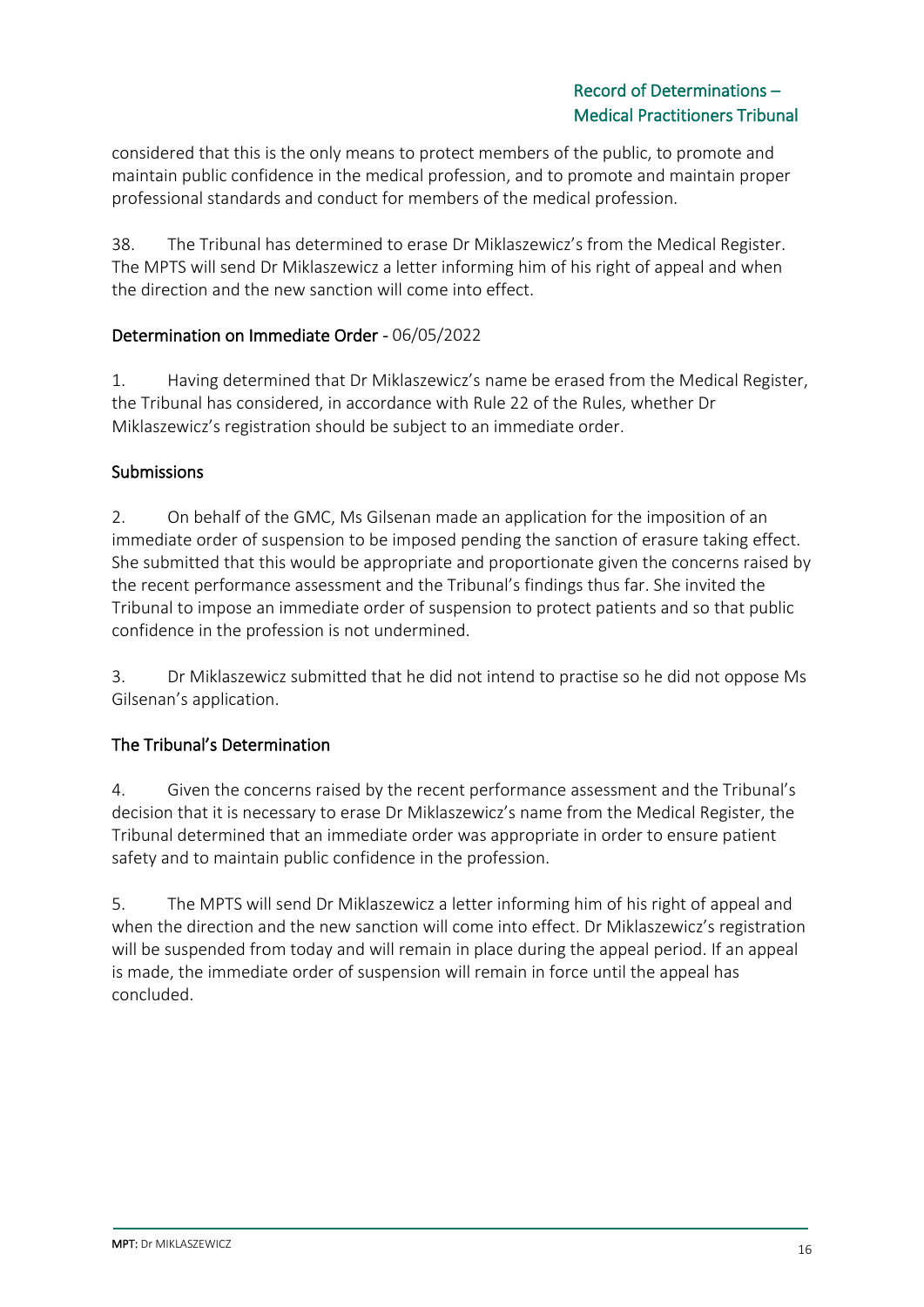considered that this is the only means to protect members of the public, to promote and maintain public confidence in the medical profession, and to promote and maintain proper professional standards and conduct for members of the medical profession.

38. The Tribunal has determined to erase Dr Miklaszewicz's from the Medical Register. The MPTS will send Dr Miklaszewicz a letter informing him of his right of appeal and when the direction and the new sanction will come into effect.

## Determination on Immediate Order - 06/05/2022

1. Having determined that Dr Miklaszewicz's name be erased from the Medical Register, the Tribunal has considered, in accordance with Rule 22 of the Rules, whether Dr Miklaszewicz's registration should be subject to an immediate order.

### Submissions

2. On behalf of the GMC, Ms Gilsenan made an application for the imposition of an immediate order of suspension to be imposed pending the sanction of erasure taking effect. She submitted that this would be appropriate and proportionate given the concerns raised by the recent performance assessment and the Tribunal's findings thus far. She invited the Tribunal to impose an immediate order of suspension to protect patients and so that public confidence in the profession is not undermined.

3. Dr Miklaszewicz submitted that he did not intend to practise so he did not oppose Ms Gilsenan's application.

### The Tribunal's Determination

4. Given the concerns raised by the recent performance assessment and the Tribunal's decision that it is necessary to erase Dr Miklaszewicz's name from the Medical Register, the Tribunal determined that an immediate order was appropriate in order to ensure patient safety and to maintain public confidence in the profession.

5. The MPTS will send Dr Miklaszewicz a letter informing him of his right of appeal and when the direction and the new sanction will come into effect. Dr Miklaszewicz's registration will be suspended from today and will remain in place during the appeal period. If an appeal is made, the immediate order of suspension will remain in force until the appeal has concluded.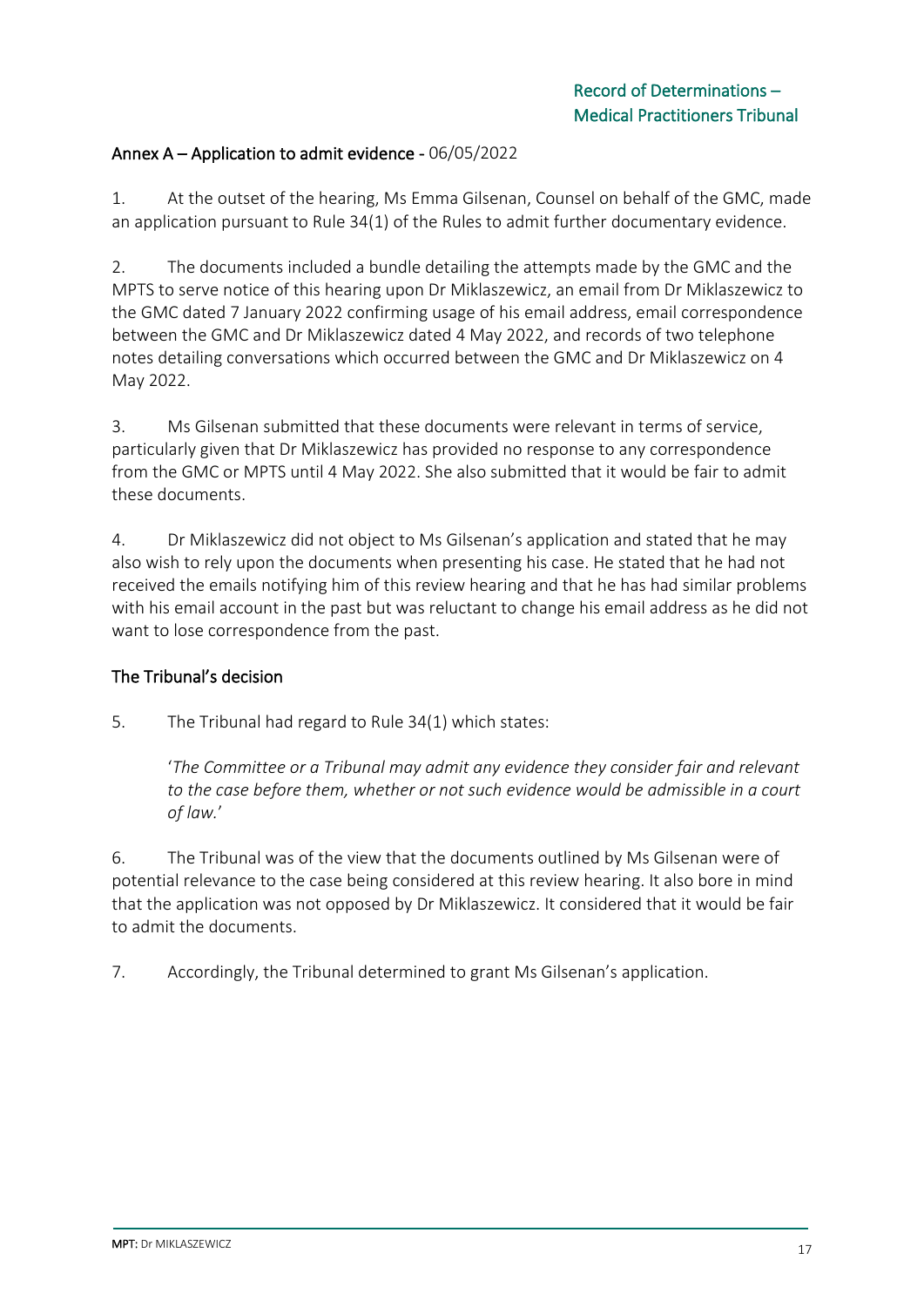## Annex A – Application to admit evidence - 06/05/2022

1. At the outset of the hearing, Ms Emma Gilsenan, Counsel on behalf of the GMC, made an application pursuant to Rule 34(1) of the Rules to admit further documentary evidence.

2. The documents included a bundle detailing the attempts made by the GMC and the MPTS to serve notice of this hearing upon Dr Miklaszewicz, an email from Dr Miklaszewicz to the GMC dated 7 January 2022 confirming usage of his email address, email correspondence between the GMC and Dr Miklaszewicz dated 4 May 2022, and records of two telephone notes detailing conversations which occurred between the GMC and Dr Miklaszewicz on 4 May 2022.

3. Ms Gilsenan submitted that these documents were relevant in terms of service, particularly given that Dr Miklaszewicz has provided no response to any correspondence from the GMC or MPTS until 4 May 2022. She also submitted that it would be fair to admit these documents.

4. Dr Miklaszewicz did not object to Ms Gilsenan's application and stated that he may also wish to rely upon the documents when presenting his case. He stated that he had not received the emails notifying him of this review hearing and that he has had similar problems with his email account in the past but was reluctant to change his email address as he did not want to lose correspondence from the past.

### The Tribunal's decision

5. The Tribunal had regard to Rule 34(1) which states:

> '*The Committee or a Tribunal may admit any evidence they consider fair and relevant to the case before them, whether or not such evidence would be admissible in a court of law.*'

6. The Tribunal was of the view that the documents outlined by Ms Gilsenan were of potential relevance to the case being considered at this review hearing. It also bore in mind that the application was not opposed by Dr Miklaszewicz. It considered that it would be fair to admit the documents.

7. Accordingly, the Tribunal determined to grant Ms Gilsenan's application.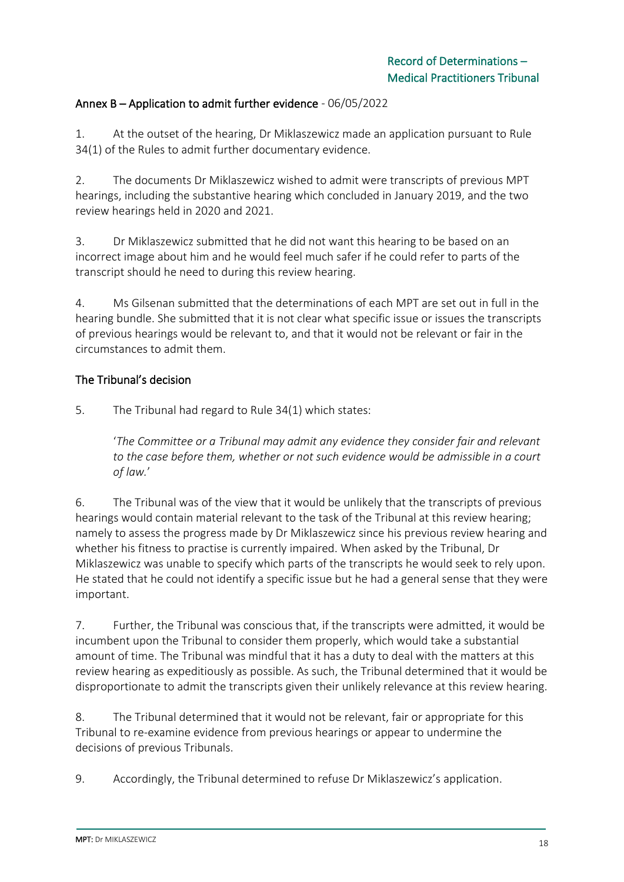## Annex B – Application to admit further evidence - 06/05/2022

1. At the outset of the hearing, Dr Miklaszewicz made an application pursuant to Rule 34(1) of the Rules to admit further documentary evidence.

2. The documents Dr Miklaszewicz wished to admit were transcripts of previous MPT hearings, including the substantive hearing which concluded in January 2019, and the two review hearings held in 2020 and 2021.

3. Dr Miklaszewicz submitted that he did not want this hearing to be based on an incorrect image about him and he would feel much safer if he could refer to parts of the transcript should he need to during this review hearing.

4. Ms Gilsenan submitted that the determinations of each MPT are set out in full in the hearing bundle. She submitted that it is not clear what specific issue or issues the transcripts of previous hearings would be relevant to, and that it would not be relevant or fair in the circumstances to admit them.

### The Tribunal's decision

5. The Tribunal had regard to Rule 34(1) which states:

> '*The Committee or a Tribunal may admit any evidence they consider fair and relevant to the case before them, whether or not such evidence would be admissible in a court of law.*'

6. The Tribunal was of the view that it would be unlikely that the transcripts of previous hearings would contain material relevant to the task of the Tribunal at this review hearing; namely to assess the progress made by Dr Miklaszewicz since his previous review hearing and whether his fitness to practise is currently impaired. When asked by the Tribunal, Dr Miklaszewicz was unable to specify which parts of the transcripts he would seek to rely upon. He stated that he could not identify a specific issue but he had a general sense that they were important.

7. Further, the Tribunal was conscious that, if the transcripts were admitted, it would be incumbent upon the Tribunal to consider them properly, which would take a substantial amount of time. The Tribunal was mindful that it has a duty to deal with the matters at this review hearing as expeditiously as possible. As such, the Tribunal determined that it would be disproportionate to admit the transcripts given their unlikely relevance at this review hearing.

8. The Tribunal determined that it would not be relevant, fair or appropriate for this Tribunal to re-examine evidence from previous hearings or appear to undermine the decisions of previous Tribunals.

9. Accordingly, the Tribunal determined to refuse Dr Miklaszewicz's application.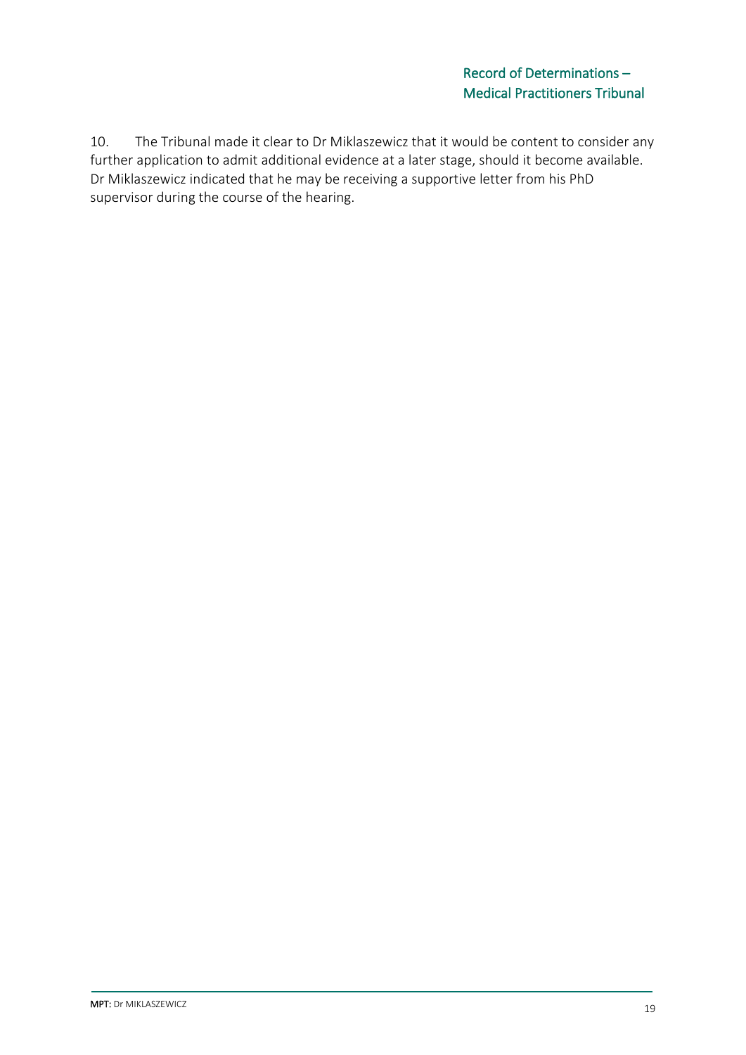10. The Tribunal made it clear to Dr Miklaszewicz that it would be content to consider any further application to admit additional evidence at a later stage, should it become available. Dr Miklaszewicz indicated that he may be receiving a supportive letter from his PhD supervisor during the course of the hearing.